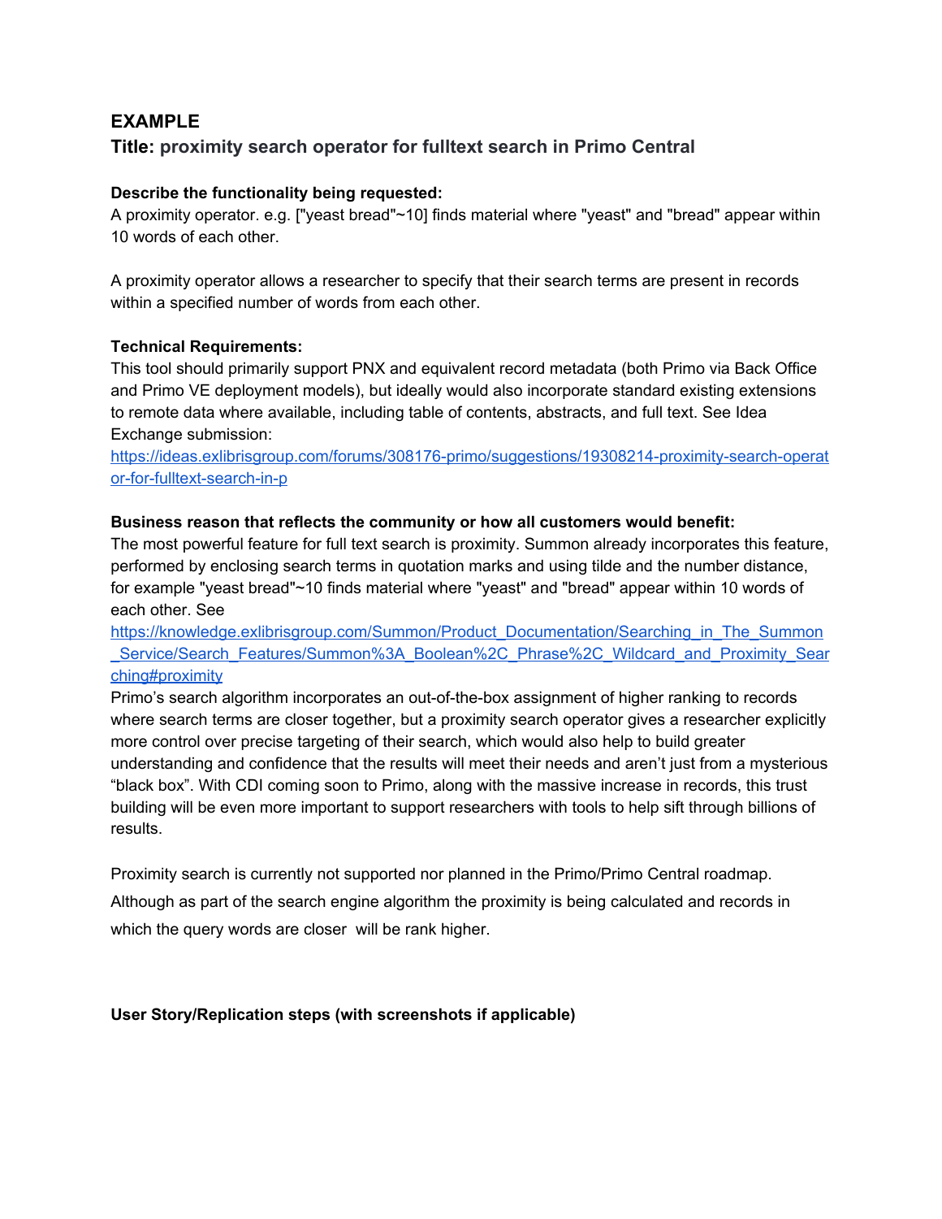## EXAMPLE

### Title: proximity search operator for fulltext search in Primo Central

**Describe the functionality being requested:**

A proximity operator. e.g. ["yeast bread"~10] finds material where "yeast" and "bread" appear within 10 words of each other.

A proximity operator allows a researcher to specify that their search terms are present in records within a specified number of words from each other.

**Technical Requirements:**

This tool should primarily support PNX and equivalent record metadata (both Primo via Back Office and Primo VE deployment models), but ideally would also incorporate standard existing extensions to remote data where available, including table of contents, abstracts, and full text. See Idea Exchange submission:
[https://ideas.exlibrisgroup.com/forums/308176-primo/suggestions/19308214-proximity-search-operator-for-fulltext-search-in-p](https://ideas.exlibrisgroup.com/forums/308176-primo/suggestions/19308214-proximity-search-operator-for-fulltext-search-in-p)

**Business reason that reflects the community or how all customers would benefit:**

The most powerful feature for full text search is proximity. Summon already incorporates this feature, performed by enclosing search terms in quotation marks and using tilde and the number distance, for example "yeast bread"~10 finds material where "yeast" and "bread" appear within 10 words of each other. See
[https://knowledge.exlibrisgroup.com/Summon/Product_Documentation/Searching_in_The_Summon_Service/Search_Features/Summon%3A_Boolean%2C_Phrase%2C_Wildcard_and_Proximity_Searching#proximity](https://knowledge.exlibrisgroup.com/Summon/Product_Documentation/Searching_in_The_Summon_Service/Search_Features/Summon%3A_Boolean%2C_Phrase%2C_Wildcard_and_Proximity_Searching#proximity)
Primo's search algorithm incorporates an out-of-the-box assignment of higher ranking to records where search terms are closer together, but a proximity search operator gives a researcher explicitly more control over precise targeting of their search, which would also help to build greater understanding and confidence that the results will meet their needs and aren't just from a mysterious "black box". With CDI coming soon to Primo, along with the massive increase in records, this trust building will be even more important to support researchers with tools to help sift through billions of results.

Proximity search is currently not supported nor planned in the Primo/Primo Central roadmap. Although as part of the search engine algorithm the proximity is being calculated and records in which the query words are closer will be rank higher.

**User Story/Replication steps (with screenshots if applicable)**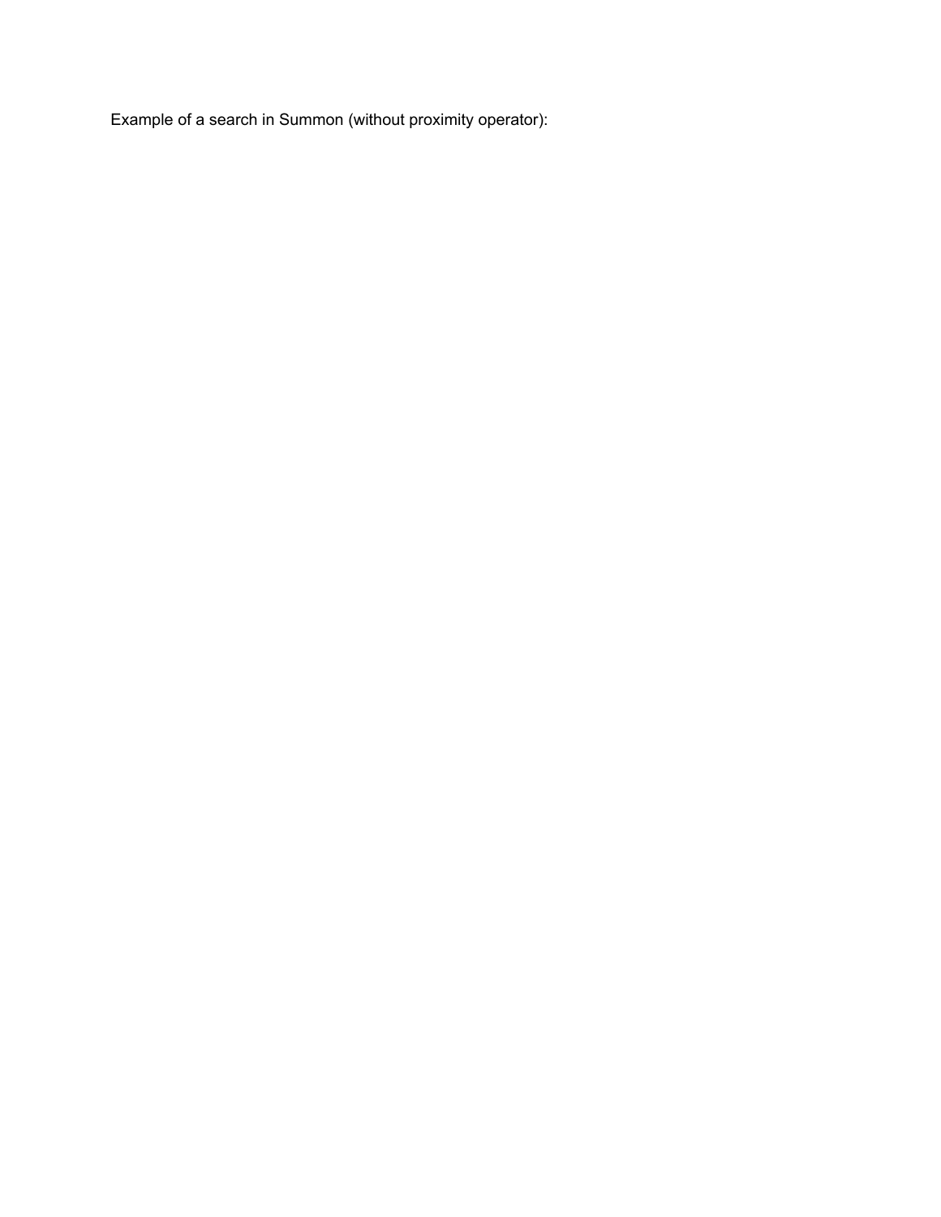Example of a search in Summon (without proximity operator):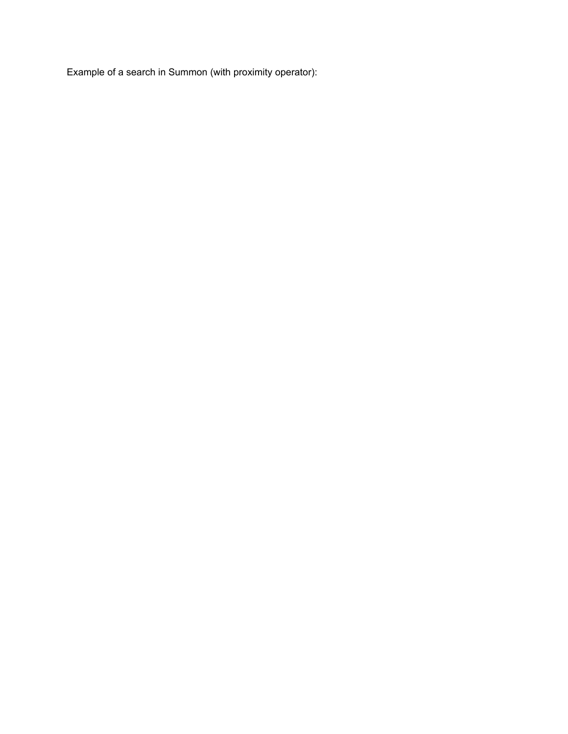Example of a search in Summon (with proximity operator):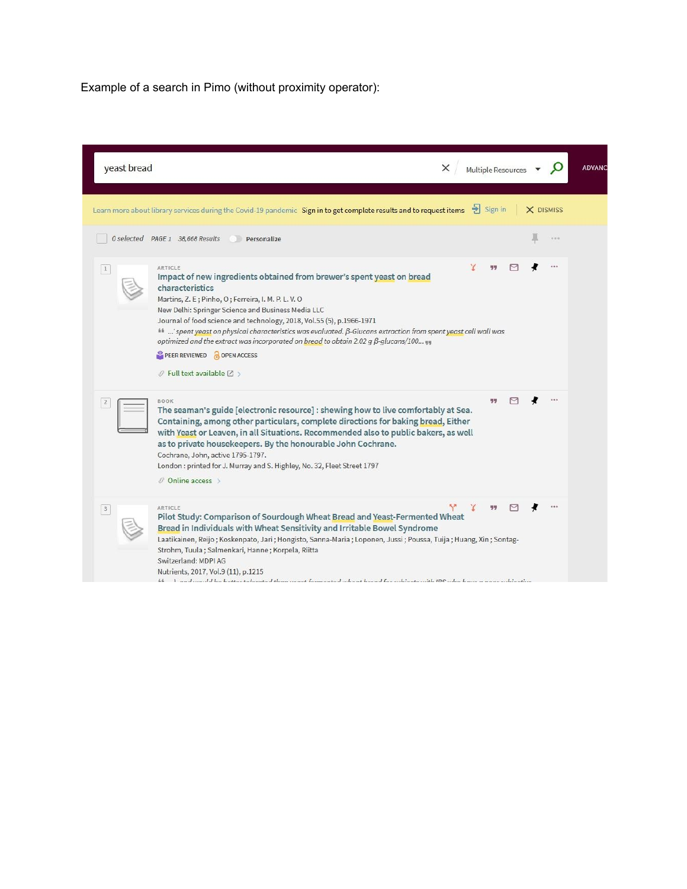Example of a search in Pimo (without proximity operator):

yeast bread

Multiple Resources

ADVANC

Learn more about library services during the Covid-19 pandemic Sign in to get complete results and to request items Sign in DISMISS

0 selected PAGE 1 38,668 Results Personalize

1

ARTICLE

Impact of new ingredients obtained from brewer's spent yeast on bread characteristics

Martins, Z. E ; Pinho, O ; Ferreira, I. M. P. L. V. O

New Delhi: Springer Science and Business Media LLC

Journal of food science and technology, 2018, Vol.55 (5), p.1966-1971

*...' spent yeast on physical characteristics was evaluated. β-Glucans extraction from spent yeast cell wall was optimized and the extract was incorporated on bread to obtain 2.02 g β-glucans/100...*

PEER REVIEWED OPEN ACCESS

Full text available

2

BOOK

The seaman's guide [electronic resource] : shewing how to live comfortably at Sea. Containing, among other particulars, complete directions for baking bread, Either with Yeast or Leaven, in all Situations. Recommended also to public bakers, as well as to private housekeepers. By the honourable John Cochrane.

Cochrane, John, active 1795-1797.

London : printed for J. Murray and S. Highley, No. 32, Fleet Street 1797

Online access

3

ARTICLE

Pilot Study: Comparison of Sourdough Wheat Bread and Yeast-Fermented Wheat Bread in Individuals with Wheat Sensitivity and Irritable Bowel Syndrome

Laatikainen, Reijo ; Koskenpato, Jari ; Hongisto, Sanna-Maria ; Loponen, Jussi ; Poussa, Tuija ; Huang, Xin ; Sontag-Strohm, Tuula ; Salmenkari, Hanne ; Korpela, Riitta

Switzerland: MDPI AG

Nutrients, 2017, Vol.9 (11), p.1215